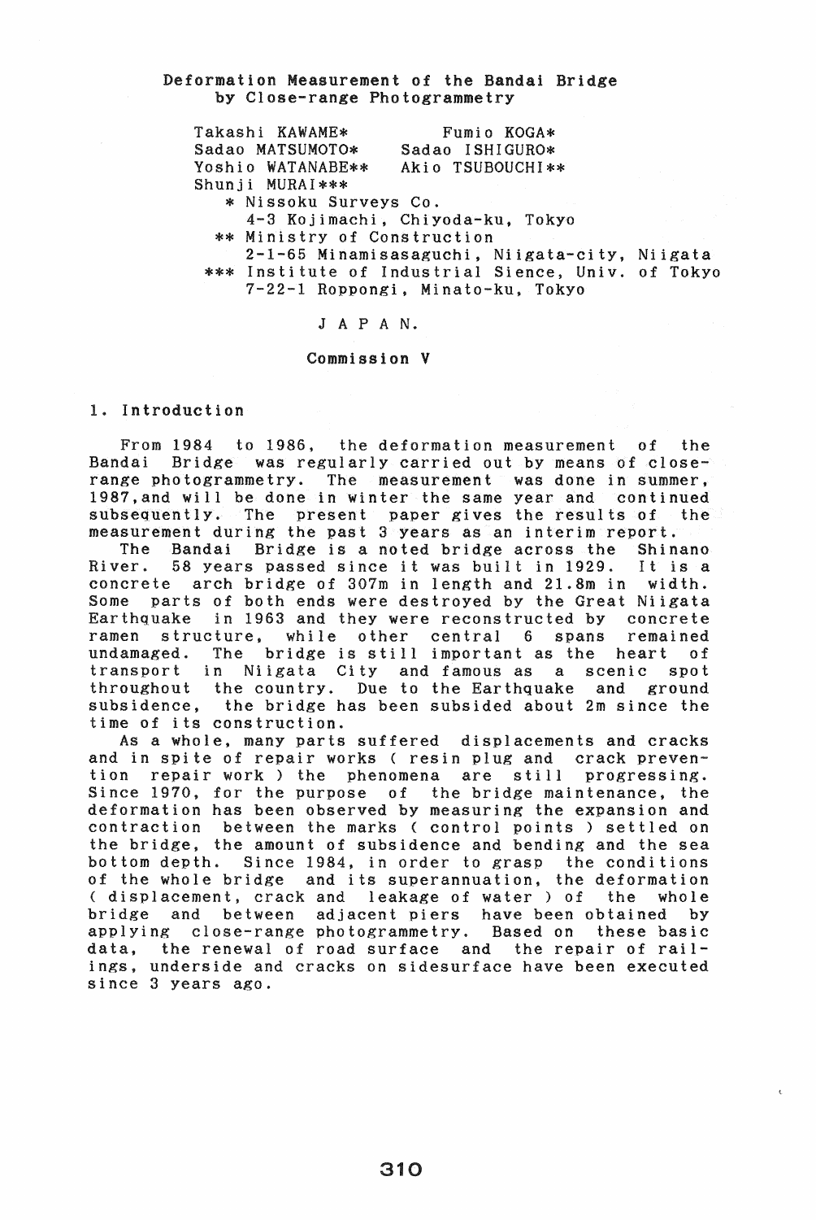# Deformation Measurement of the Bandai Bridge by Close-range Photogrammetry

Takashi KAWAME* Fumio KOGA*
Sadao MATSUMOTO* Sadao ISHIGURO*
Yoshio WATANABE** Akio TSUBOUCHI**
Shunji MURAI***

\* Nissoku Surveys Co.
4-3 Kojimachi, Chiyoda-ku, Tokyo

\*\* Ministry of Construction
2-1-65 Minamisasaguchi, Niigata-city, Niigata

\*\*\* Institute of Industrial Sience, Univ. of Tokyo
7-22-1 Roppongi, Minato-ku, Tokyo

J A P A N.

**Commission V**

## 1. Introduction

From 1984 to 1986, the deformation measurement of the Bandai Bridge was regularly carried out by means of close-range photogrammetry. The measurement was done in summer, 1987, and will be done in winter the same year and continued subsequently. The present paper gives the results of the measurement during the past 3 years as an interim report.

The Bandai Bridge is a noted bridge across the Shinano River. 58 years passed since it was built in 1929. It is a concrete arch bridge of 307m in length and 21.8m in width. Some parts of both ends were destroyed by the Great Niigata Earthquake in 1963 and they were reconstructed by concrete ramen structure, while other central 6 spans remained undamaged. The bridge is still important as the heart of transport in Niigata City and famous as a scenic spot throughout the country. Due to the Earthquake and ground subsidence, the bridge has been subsided about 2m since the time of its construction.

As a whole, many parts suffered displacements and cracks and in spite of repair works ( resin plug and crack prevention repair work ) the phenomena are still progressing. Since 1970, for the purpose of the bridge maintenance, the deformation has been observed by measuring the expansion and contraction between the marks ( control points ) settled on the bridge, the amount of subsidence and bending and the sea bottom depth. Since 1984, in order to grasp the conditions of the whole bridge and its superannuation, the deformation ( displacement, crack and leakage of water ) of the whole bridge and between adjacent piers have been obtained by applying close-range photogrammetry. Based on these basic data, the renewal of road surface and the repair of railings, underside and cracks on sidesurface have been executed since 3 years ago.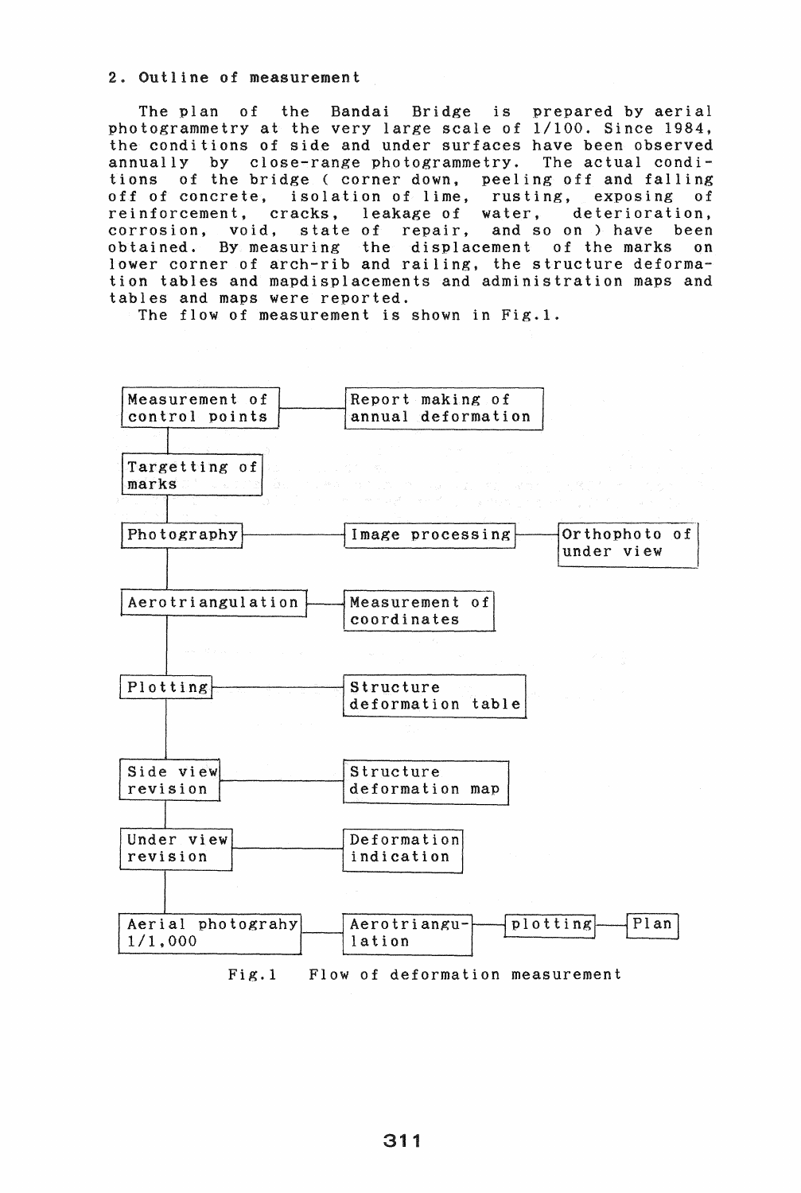## 2. Outline of measurement

The plan of the Bandai Bridge is prepared by aerial photogrammetry at the very large scale of 1/100. Since 1984, the conditions of side and under surfaces have been observed annually by close-range photogrammetry. The actual conditions of the bridge ( corner down, peeling off and falling off of concrete, isolation of lime, rusting, exposing of reinforcement, cracks, leakage of water, deterioration, corrosion, void, state of repair, and so on ) have been obtained. By measuring the displacement of the marks on lower corner of arch-rib and railing, the structure deformation tables and mapdisplacements and administration maps and tables and maps were reported.

The flow of measurement is shown in Fig.1.

```
Measurement of control points ---- Report making of annual deformation
        |
Targetting of marks
        |
Photography ---------------------- Image processing ---- Orthophoto of under view
        |
Aerotriangulation ---------------- Measurement of coordinates
        |
Plotting ------------------------- Structure deformation table
        |
Side view revision --------------- Structure deformation map
        |
Under view revision -------------- Deformation indication
        |
Aerial photograhy 1/1,000 -------- Aerotriangu-lation ---- plotting ---- Plan
```

Fig.1 Flow of deformation measurement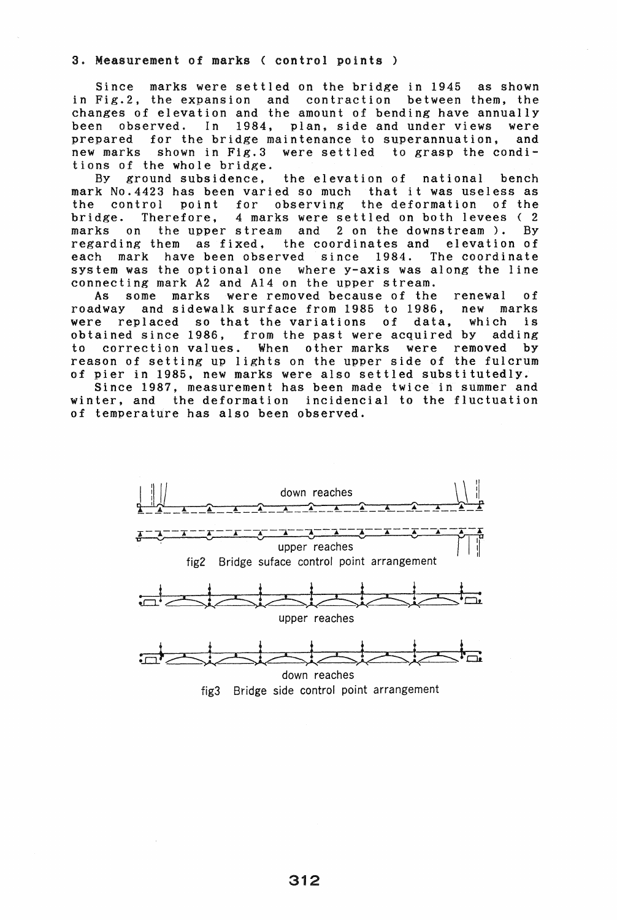### 3. Measurement of marks ( control points )

Since marks were settled on the bridge in 1945 as shown in Fig.2, the expansion and contraction between them, the changes of elevation and the amount of bending have annually been observed. In 1984, plan, side and under views were prepared for the bridge maintenance to superannuation, and new marks shown in Fig.3 were settled to grasp the conditions of the whole bridge.

By ground subsidence, the elevation of national bench mark No.4423 has been varied so much that it was useless as the control point for observing the deformation of the bridge. Therefore, 4 marks were settled on both levees ( 2 marks on the upper stream and 2 on the downstream ). By regarding them as fixed, the coordinates and elevation of each mark have been observed since 1984. The coordinate system was the optional one where y-axis was along the line connecting mark A2 and A14 on the upper stream.

As some marks were removed because of the renewal of roadway and sidewalk surface from 1985 to 1986, new marks were replaced so that the variations of data, which is obtained since 1986, from the past were acquired by adding to correction values. When other marks were removed by reason of setting up lights on the upper side of the fulcrum of pier in 1985, new marks were also settled substitutedly.

Since 1987, measurement has been made twice in summer and winter, and the deformation incidencial to the fluctuation of temperature has also been observed.

down reaches

upper reaches

fig2 Bridge suface control point arrangement

upper reaches

down reaches

fig3 Bridge side control point arrangement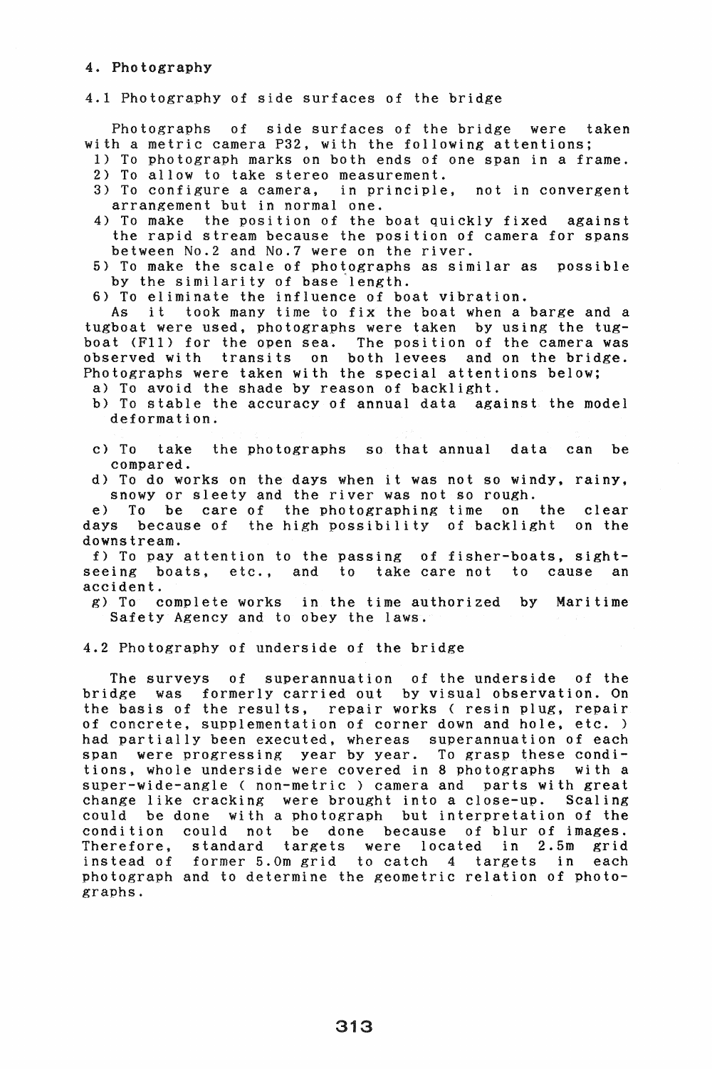## 4. Photography

### 4.1 Photography of side surfaces of the bridge

Photographs of side surfaces of the bridge were taken with a metric camera P32, with the following attentions;

1) To photograph marks on both ends of one span in a frame.
2) To allow to take stereo measurement.
3) To configure a camera, in principle, not in convergent arrangement but in normal one.
4) To make the position of the boat quickly fixed against the rapid stream because the position of camera for spans between No.2 and No.7 were on the river.
5) To make the scale of photographs as similar as possible by the similarity of base length.
6) To eliminate the influence of boat vibration.

As it took many time to fix the boat when a barge and a tugboat were used, photographs were taken by using the tugboat (F11) for the open sea. The position of the camera was observed with transits on both levees and on the bridge. Photographs were taken with the special attentions below;

a) To avoid the shade by reason of backlight.
b) To stable the accuracy of annual data against the model deformation.
c) To take the photographs so that annual data can be compared.
d) To do works on the days when it was not so windy, rainy, snowy or sleety and the river was not so rough.
e) To be care of the photographing time on the clear days because of the high possibility of backlight on the downstream.
f) To pay attention to the passing of fisher-boats, sightseeing boats, etc., and to take care not to cause an accident.
g) To complete works in the time authorized by Maritime Safety Agency and to obey the laws.

### 4.2 Photography of underside of the bridge

The surveys of superannuation of the underside of the bridge was formerly carried out by visual observation. On the basis of the results, repair works ( resin plug, repair of concrete, supplementation of corner down and hole, etc. ) had partially been executed, whereas superannuation of each span were progressing year by year. To grasp these conditions, whole underside were covered in 8 photographs with a super-wide-angle ( non-metric ) camera and parts with great change like cracking were brought into a close-up. Scaling could be done with a photograph but interpretation of the condition could not be done because of blur of images. Therefore, standard targets were located in 2.5m grid instead of former 5.0m grid to catch 4 targets in each photograph and to determine the geometric relation of photographs.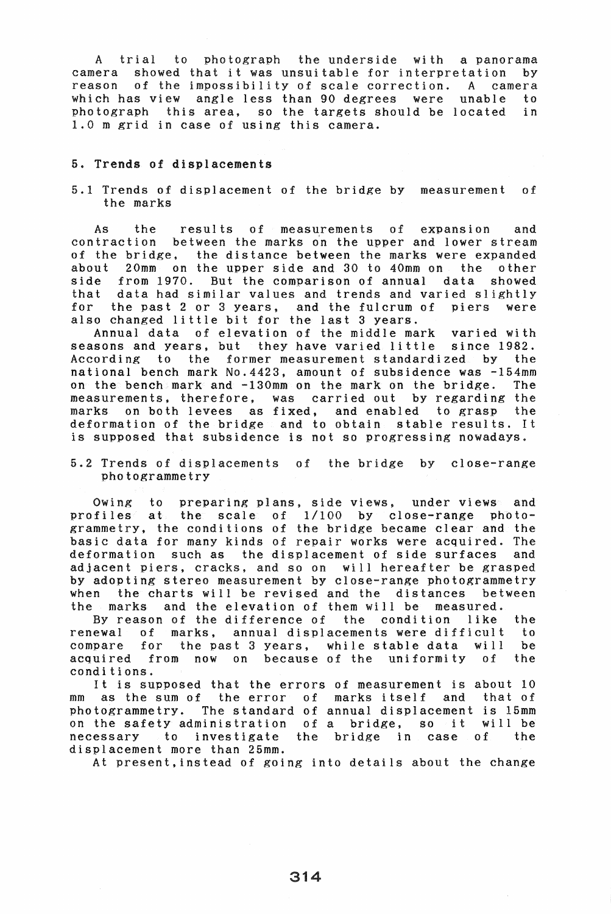A trial to photograph the underside with a panorama camera showed that it was unsuitable for interpretation by reason of the impossibility of scale correction. A camera which has view angle less than 90 degrees were unable to photograph this area, so the targets should be located in 1.0 m grid in case of using this camera.

## 5. Trends of displacements

### 5.1 Trends of displacement of the bridge by measurement of the marks

As the results of measurements of expansion and contraction between the marks on the upper and lower stream of the bridge, the distance between the marks were expanded about 20mm on the upper side and 30 to 40mm on the other side from 1970. But the comparison of annual data showed that data had similar values and trends and varied slightly for the past 2 or 3 years, and the fulcrum of piers were also changed little bit for the last 3 years.

Annual data of elevation of the middle mark varied with seasons and years, but they have varied little since 1982. According to the former measurement standardized by the national bench mark No.4423, amount of subsidence was -154mm on the bench mark and -130mm on the mark on the bridge. The measurements, therefore, was carried out by regarding the marks on both levees as fixed, and enabled to grasp the deformation of the bridge and to obtain stable results. It is supposed that subsidence is not so progressing nowadays.

### 5.2 Trends of displacements of the bridge by close-range photogrammetry

Owing to preparing plans, side views, under views and profiles at the scale of 1/100 by close-range photogrammetry, the conditions of the bridge became clear and the basic data for many kinds of repair works were acquired. The deformation such as the displacement of side surfaces and adjacent piers, cracks, and so on will hereafter be grasped by adopting stereo measurement by close-range photogrammetry when the charts will be revised and the distances between the marks and the elevation of them will be measured.

By reason of the difference of the condition like the renewal of marks, annual displacements were difficult to compare for the past 3 years, while stable data will be acquired from now on because of the uniformity of the conditions.

It is supposed that the errors of measurement is about 10 mm as the sum of the error of marks itself and that of photogrammetry. The standard of annual displacement is 15mm on the safety administration of a bridge, so it will be necessary to investigate the bridge in case of the displacement more than 25mm.

At present, instead of going into details about the change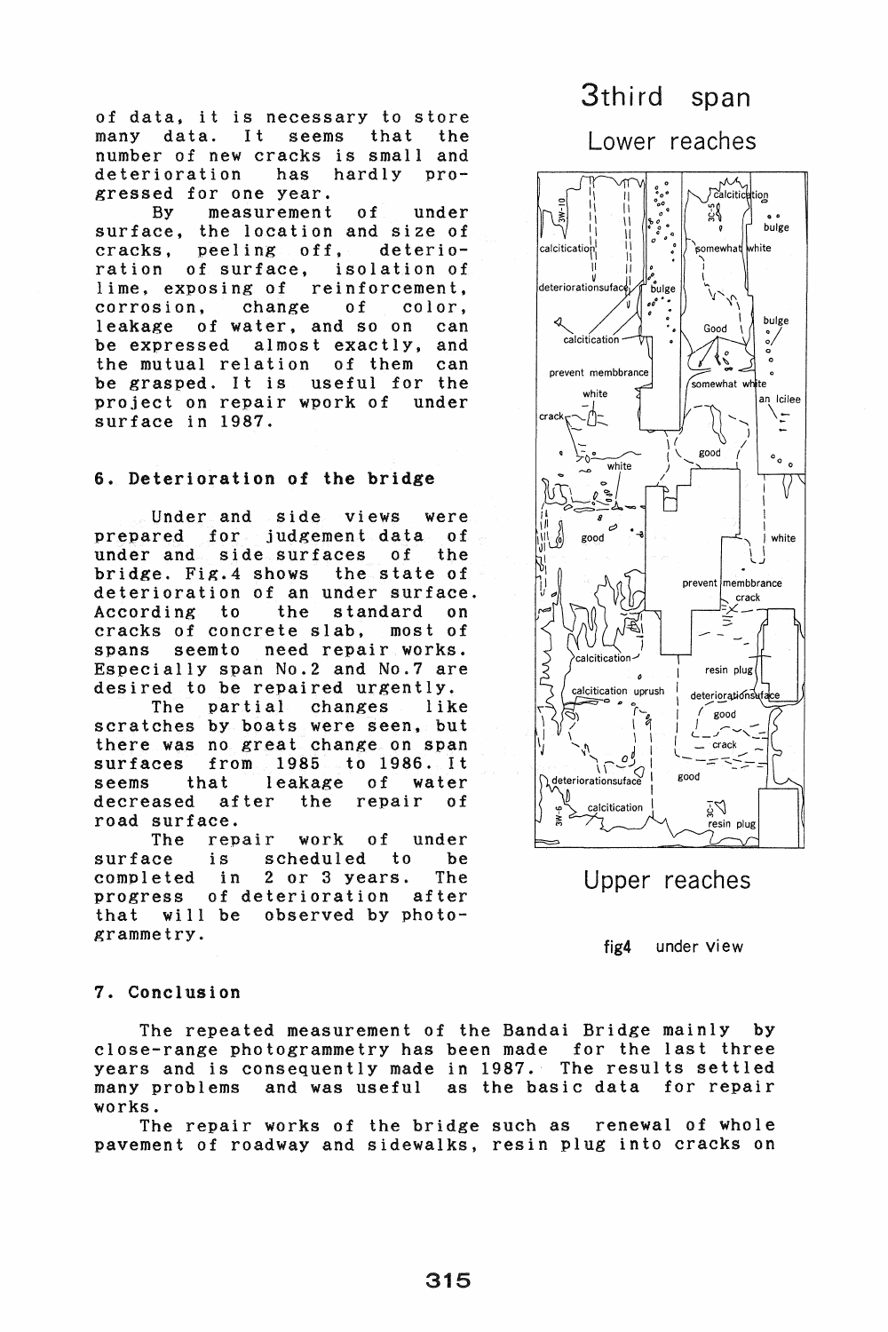of data, it is necessary to store many data. It seems that the number of new cracks is small and deterioration has hardly progressed for one year.

By measurement of under surface, the location and size of cracks, peeling off, deterioration of surface, isolation of lime, exposing of reinforcement, corrosion, change of color, leakage of water, and so on can be expressed almost exactly, and the mutual relation of them can be grasped. It is useful for the project on repair wpork of under surface in 1987.

### 6. Deterioration of the bridge

Under and side views were prepared for judgement data of under and side surfaces of the bridge. Fig.4 shows the state of deterioration of an under surface. According to the standard on cracks of concrete slab, most of spans seemto need repair works. Especially span No.2 and No.7 are desired to be repaired urgently.

The partial changes like scratches by boats were seen, but there was no great change on span surfaces from 1985 to 1986. It seems that leakage of water decreased after the repair of road surface.

The repair work of under surface is scheduled to be completed in 2 or 3 years. The progress of deterioration after that will be observed by photogrammetry.

3third span

Lower reaches

Upper reaches

fig4 under view

### 7. Conclusion

The repeated measurement of the Bandai Bridge mainly by close-range photogrammetry has been made for the last three years and is consequently made in 1987. The results settled many problems and was useful as the basic data for repair works.

The repair works of the bridge such as renewal of whole pavement of roadway and sidewalks, resin plug into cracks on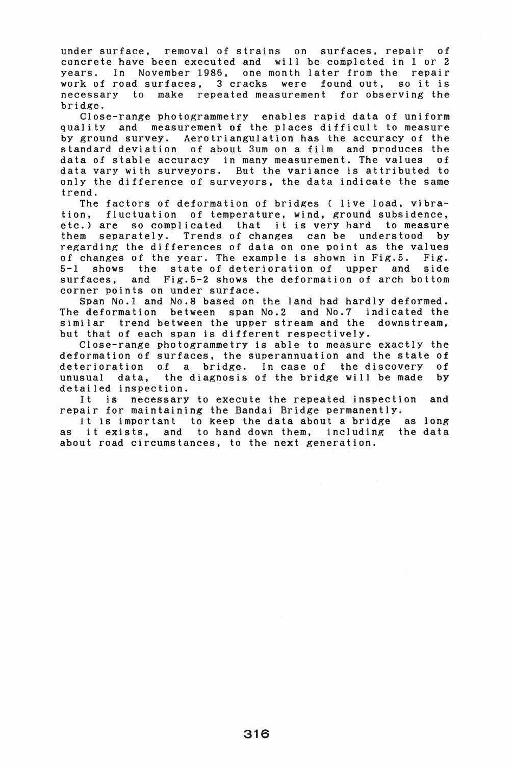under surface, removal of strains on surfaces, repair of concrete have been executed and will be completed in 1 or 2 years. In November 1986, one month later from the repair work of road surfaces, 3 cracks were found out, so it is necessary to make repeated measurement for observing the bridge.

Close-range photogrammetry enables rapid data of uniform quality and measurement of the places difficult to measure by ground survey. Aerotriangulation has the accuracy of the standard deviation of about 3um on a film and produces the data of stable accuracy in many measurement. The values of data vary with surveyors. But the variance is attributed to only the difference of surveyors, the data indicate the same trend.

The factors of deformation of bridges ( live load, vibration, fluctuation of temperature, wind, ground subsidence, etc.) are so complicated that it is very hard to measure them separately. Trends of changes can be understood by regarding the differences of data on one point as the values of changes of the year. The example is shown in Fig.5. Fig. 5-1 shows the state of deterioration of upper and side surfaces, and Fig.5-2 shows the deformation of arch bottom corner points on under surface.

Span No.1 and No.8 based on the land had hardly deformed. The deformation between span No.2 and No.7 indicated the similar trend between the upper stream and the downstream, but that of each span is different respectively.

Close-range photogrammetry is able to measure exactly the deformation of surfaces, the superannuation and the state of deterioration of a bridge. In case of the discovery of unusual data, the diagnosis of the bridge will be made by detailed inspection.

It is necessary to execute the repeated inspection and repair for maintaining the Bandai Bridge permanently.

It is important to keep the data about a bridge as long as it exists, and to hand down them, including the data about road circumstances, to the next generation.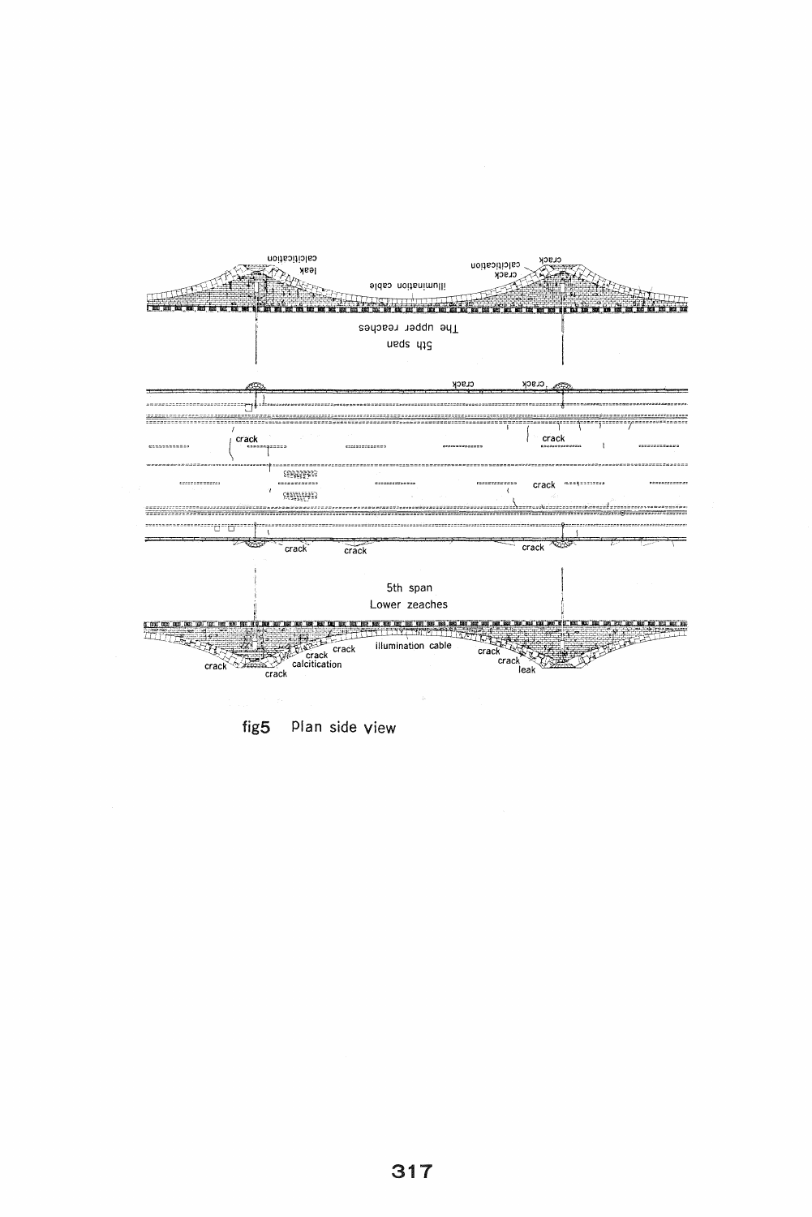fig5　Plan side view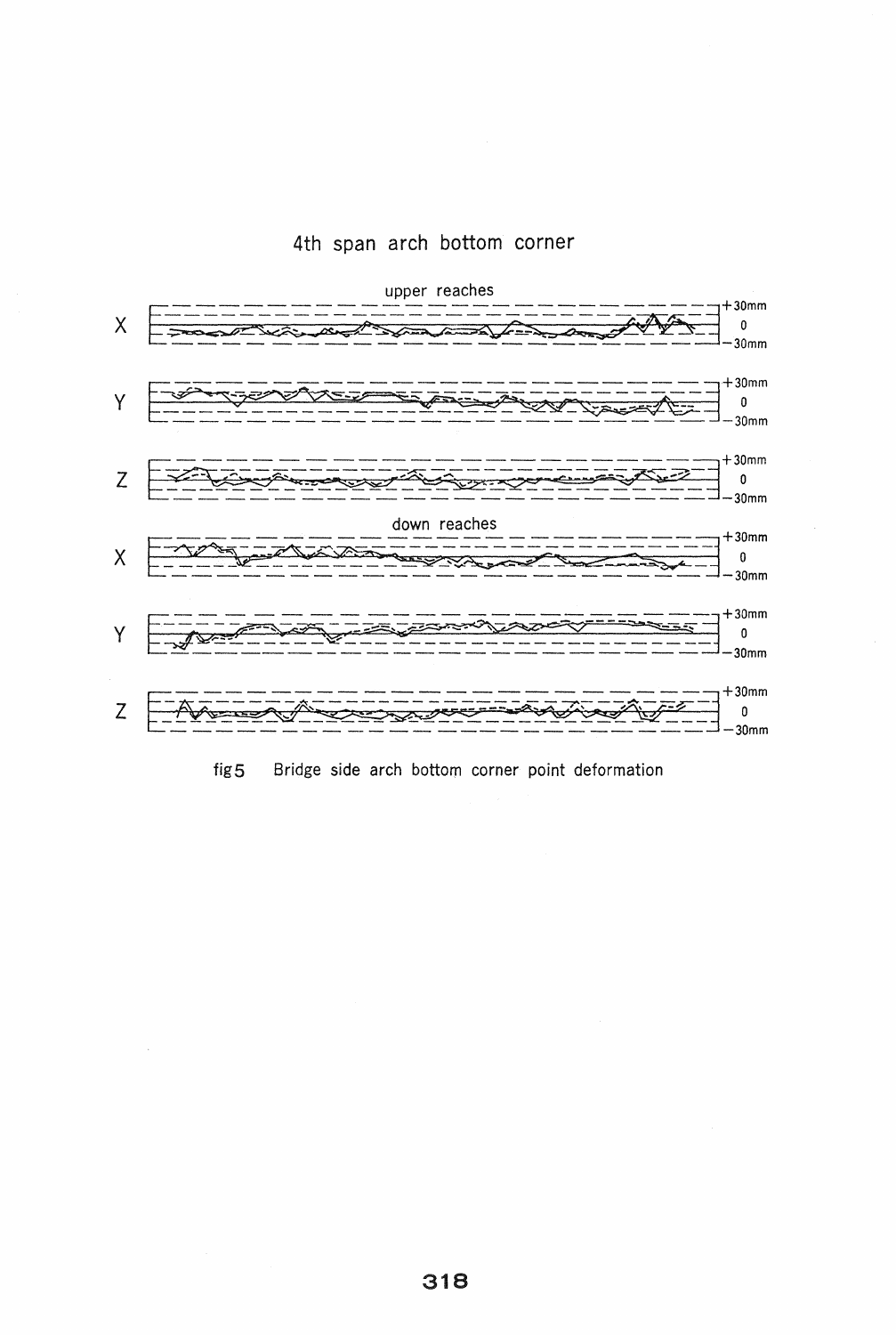4th span arch bottom corner

upper reaches

X

+30mm
0
−30mm

Y

+30mm
0
−30mm

Z

+30mm
0
−30mm

down reaches

X

+30mm
0
−30mm

Y

+30mm
0
−30mm

Z

+30mm
0
−30mm

fig5 Bridge side arch bottom corner point deformation